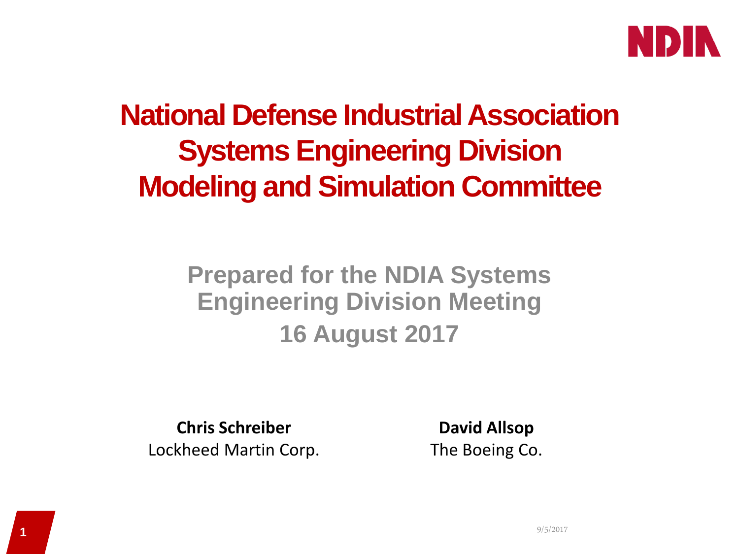# National Defense Industrial Association Systems Engineering Division Modeling and Simulation Committee

## Prepared for the NDIA Systems Engineering Division Meeting

## 16 August 2017

**Chris Schreiber**
Lockheed Martin Corp.

**David Allsop**
The Boeing Co.

9/5/2017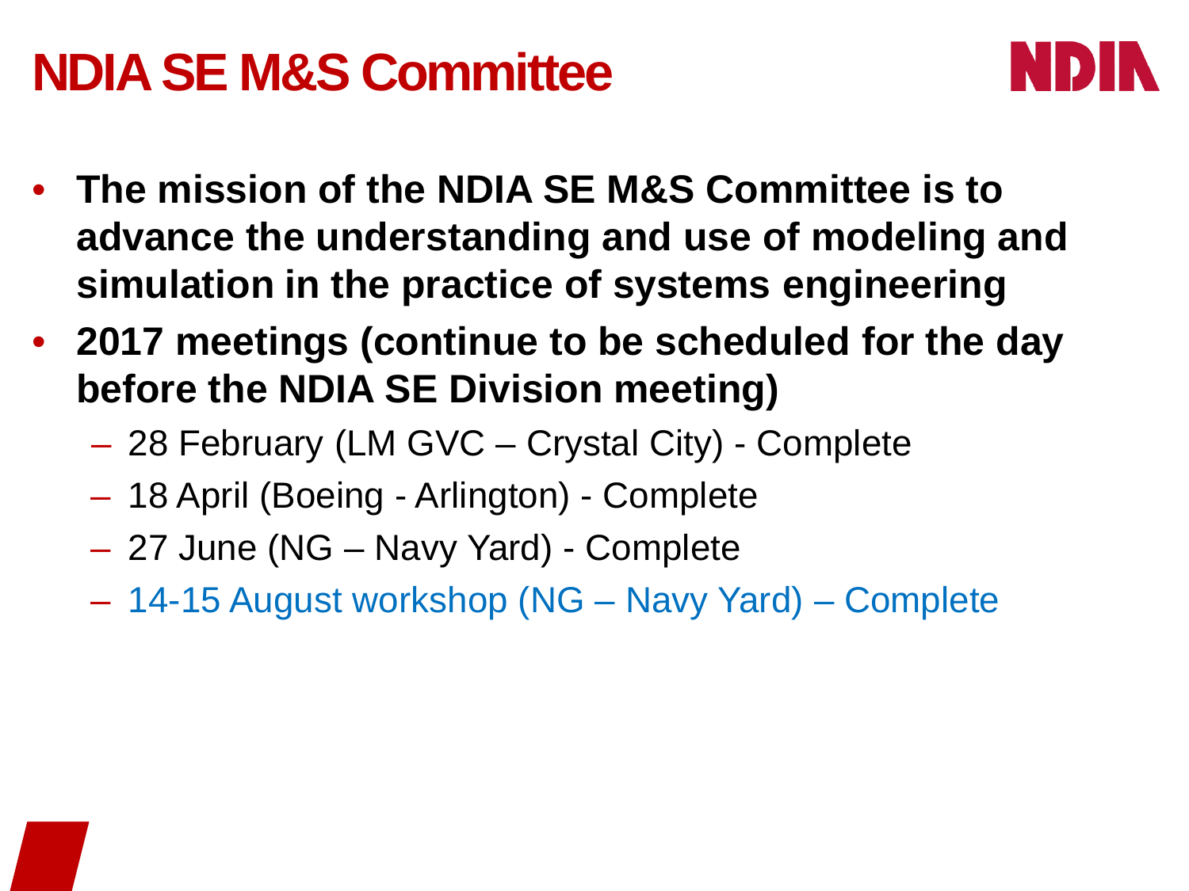# NDIA SE M&S Committee

- **The mission of the NDIA SE M&S Committee is to advance the understanding and use of modeling and simulation in the practice of systems engineering**
- **2017 meetings (continue to be scheduled for the day before the NDIA SE Division meeting)**
  - 28 February (LM GVC – Crystal City) - Complete
  - 18 April (Boeing - Arlington) - Complete
  - 27 June (NG – Navy Yard) - Complete
  - 14-15 August workshop (NG – Navy Yard) – Complete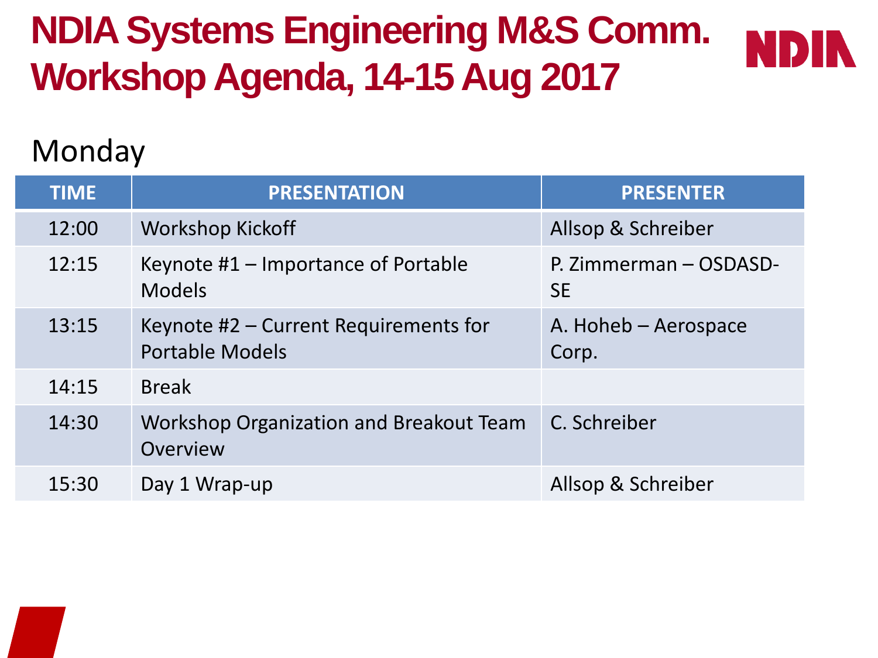# NDIA Systems Engineering M&S Comm. Workshop Agenda, 14-15 Aug 2017

## Monday

| TIME | PRESENTATION | PRESENTER |
| --- | --- | --- |
| 12:00 | Workshop Kickoff | Allsop & Schreiber |
| 12:15 | Keynote #1 – Importance of Portable Models | P. Zimmerman – OSDASD-SE |
| 13:15 | Keynote #2 – Current Requirements for Portable Models | A. Hoheb – Aerospace Corp. |
| 14:15 | Break | |
| 14:30 | Workshop Organization and Breakout Team Overview | C. Schreiber |
| 15:30 | Day 1 Wrap-up | Allsop & Schreiber |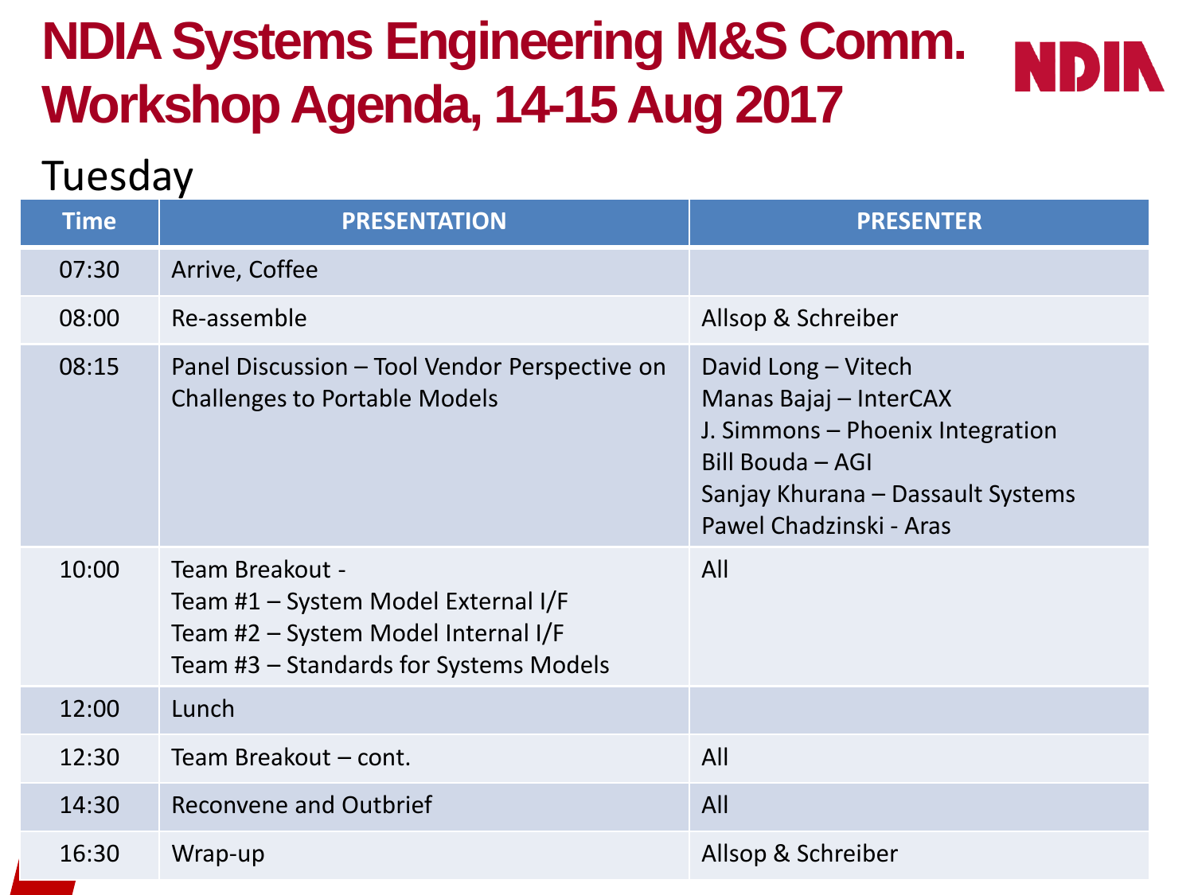# NDIA Systems Engineering M&S Comm. Workshop Agenda, 14-15 Aug 2017

## Tuesday

| Time | PRESENTATION | PRESENTER |
|---|---|---|
| 07:30 | Arrive, Coffee | |
| 08:00 | Re-assemble | Allsop & Schreiber |
| 08:15 | Panel Discussion – Tool Vendor Perspective on Challenges to Portable Models | David Long – Vitech<br>Manas Bajaj – InterCAX<br>J. Simmons – Phoenix Integration<br>Bill Bouda – AGI<br>Sanjay Khurana – Dassault Systems<br>Pawel Chadzinski - Aras |
| 10:00 | Team Breakout -<br>Team #1 – System Model External I/F<br>Team #2 – System Model Internal I/F<br>Team #3 – Standards for Systems Models | All |
| 12:00 | Lunch | |
| 12:30 | Team Breakout – cont. | All |
| 14:30 | Reconvene and Outbrief | All |
| 16:30 | Wrap-up | Allsop & Schreiber |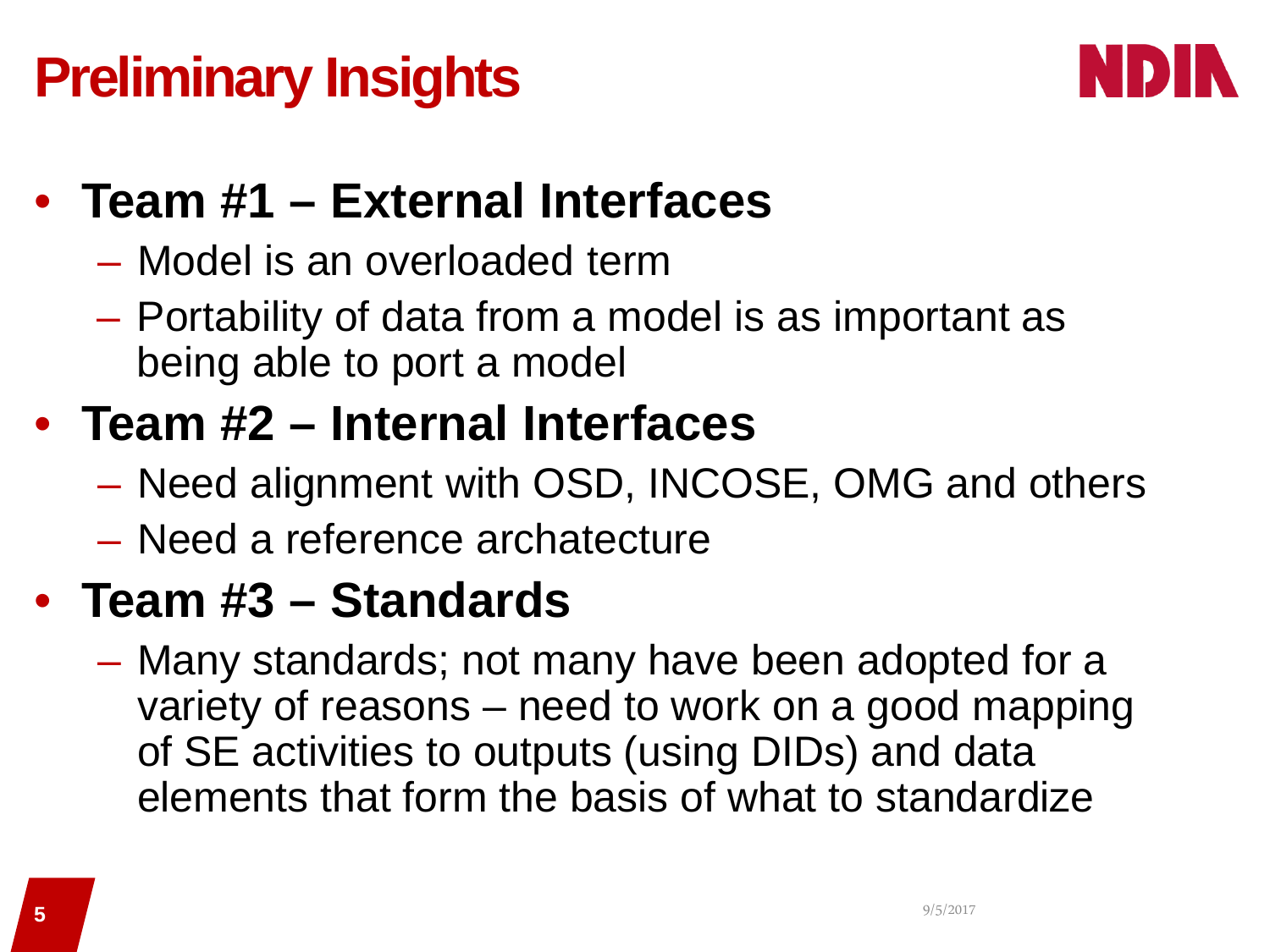# Preliminary Insights

- **Team #1 – External Interfaces**
  - Model is an overloaded term
  - Portability of data from a model is as important as being able to port a model
- **Team #2 – Internal Interfaces**
  - Need alignment with OSD, INCOSE, OMG and others
  - Need a reference archatecture
- **Team #3 – Standards**
  - Many standards; not many have been adopted for a variety of reasons – need to work on a good mapping of SE activities to outputs (using DIDs) and data elements that form the basis of what to standardize